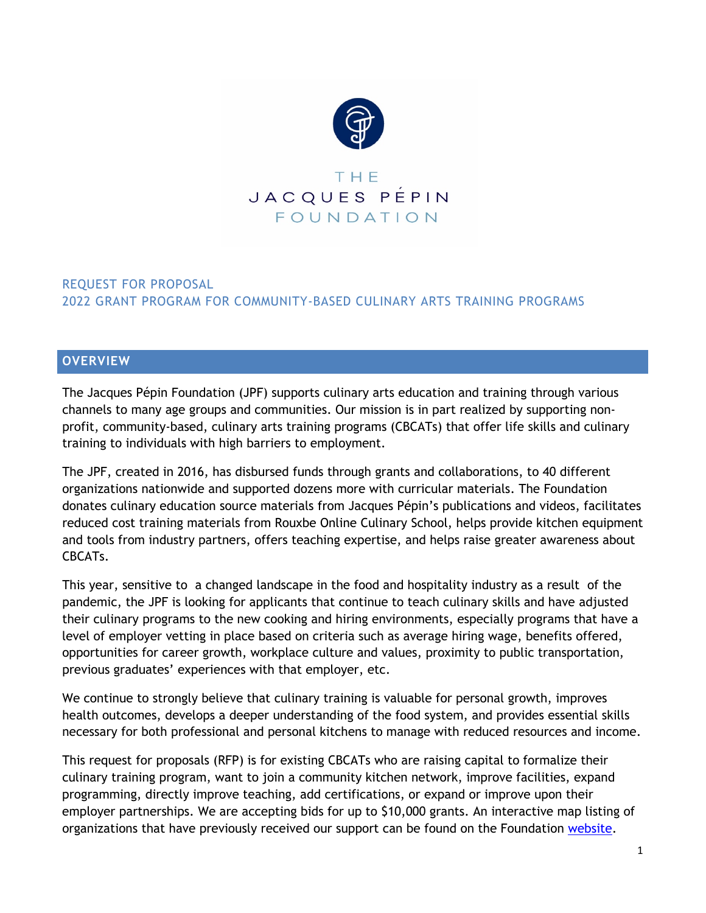THE JACQUES PÉPIN FOUNDATION

REQUEST FOR PROPOSAL
2022 GRANT PROGRAM FOR COMMUNITY-BASED CULINARY ARTS TRAINING PROGRAMS

## OVERVIEW

The Jacques Pépin Foundation (JPF) supports culinary arts education and training through various channels to many age groups and communities. Our mission is in part realized by supporting non-profit, community-based, culinary arts training programs (CBCATs) that offer life skills and culinary training to individuals with high barriers to employment.

The JPF, created in 2016, has disbursed funds through grants and collaborations, to 40 different organizations nationwide and supported dozens more with curricular materials. The Foundation donates culinary education source materials from Jacques Pépin's publications and videos, facilitates reduced cost training materials from Rouxbe Online Culinary School, helps provide kitchen equipment and tools from industry partners, offers teaching expertise, and helps raise greater awareness about CBCATs.

This year, sensitive to a changed landscape in the food and hospitality industry as a result of the pandemic, the JPF is looking for applicants that continue to teach culinary skills and have adjusted their culinary programs to the new cooking and hiring environments, especially programs that have a level of employer vetting in place based on criteria such as average hiring wage, benefits offered, opportunities for career growth, workplace culture and values, proximity to public transportation, previous graduates' experiences with that employer, etc.

We continue to strongly believe that culinary training is valuable for personal growth, improves health outcomes, develops a deeper understanding of the food system, and provides essential skills necessary for both professional and personal kitchens to manage with reduced resources and income.

This request for proposals (RFP) is for existing CBCATs who are raising capital to formalize their culinary training program, want to join a community kitchen network, improve facilities, expand programming, directly improve teaching, add certifications, or expand or improve upon their employer partnerships. We are accepting bids for up to $10,000 grants. An interactive map listing of organizations that have previously received our support can be found on the Foundation website.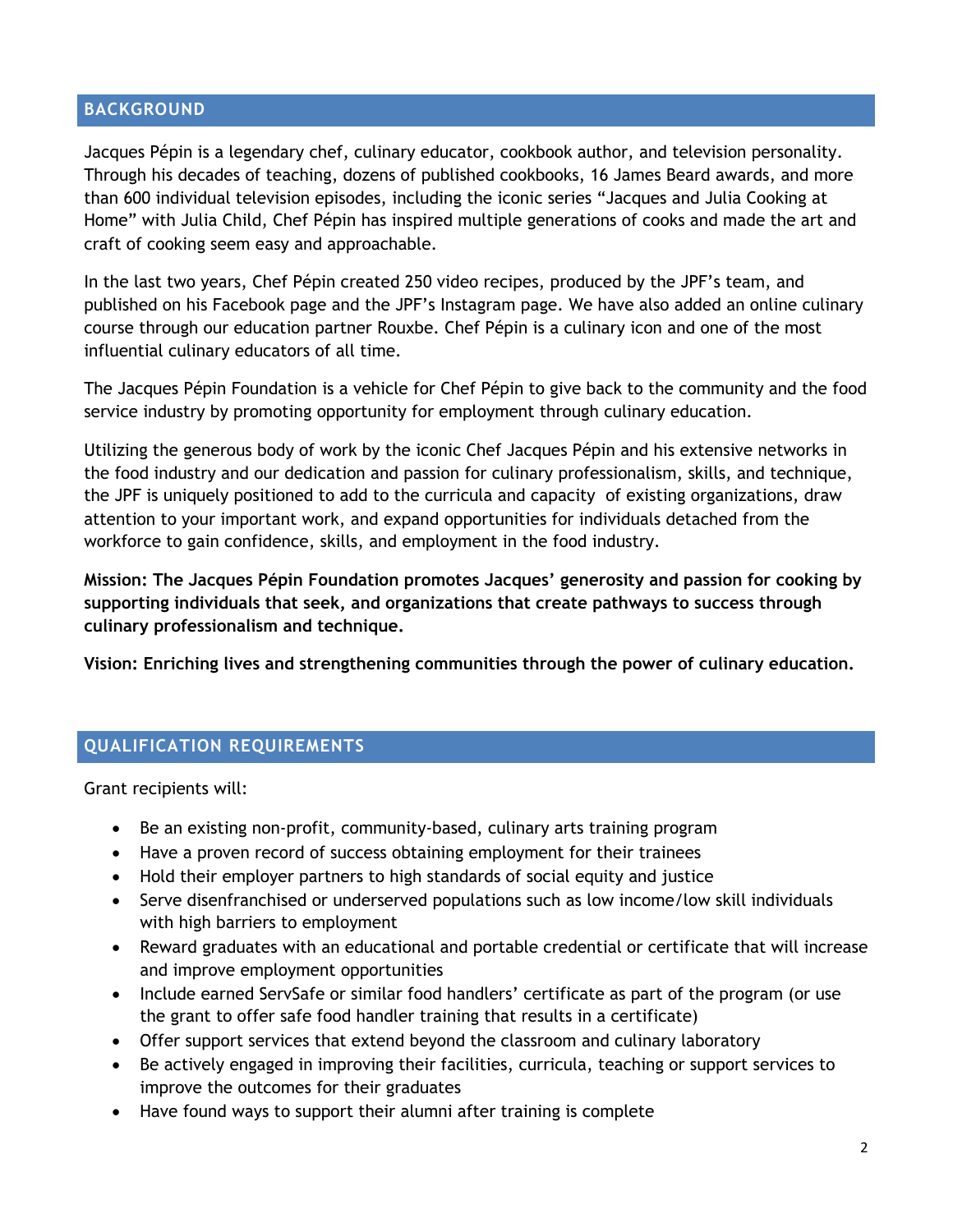## BACKGROUND

Jacques Pépin is a legendary chef, culinary educator, cookbook author, and television personality. Through his decades of teaching, dozens of published cookbooks, 16 James Beard awards, and more than 600 individual television episodes, including the iconic series "Jacques and Julia Cooking at Home" with Julia Child, Chef Pépin has inspired multiple generations of cooks and made the art and craft of cooking seem easy and approachable.

In the last two years, Chef Pépin created 250 video recipes, produced by the JPF's team, and published on his Facebook page and the JPF's Instagram page. We have also added an online culinary course through our education partner Rouxbe. Chef Pépin is a culinary icon and one of the most influential culinary educators of all time.

The Jacques Pépin Foundation is a vehicle for Chef Pépin to give back to the community and the food service industry by promoting opportunity for employment through culinary education.

Utilizing the generous body of work by the iconic Chef Jacques Pépin and his extensive networks in the food industry and our dedication and passion for culinary professionalism, skills, and technique, the JPF is uniquely positioned to add to the curricula and capacity of existing organizations, draw attention to your important work, and expand opportunities for individuals detached from the workforce to gain confidence, skills, and employment in the food industry.

**Mission: The Jacques Pépin Foundation promotes Jacques' generosity and passion for cooking by supporting individuals that seek, and organizations that create pathways to success through culinary professionalism and technique.**

**Vision: Enriching lives and strengthening communities through the power of culinary education.**

## QUALIFICATION REQUIREMENTS

Grant recipients will:

- Be an existing non-profit, community-based, culinary arts training program
- Have a proven record of success obtaining employment for their trainees
- Hold their employer partners to high standards of social equity and justice
- Serve disenfranchised or underserved populations such as low income/low skill individuals with high barriers to employment
- Reward graduates with an educational and portable credential or certificate that will increase and improve employment opportunities
- Include earned ServSafe or similar food handlers' certificate as part of the program (or use the grant to offer safe food handler training that results in a certificate)
- Offer support services that extend beyond the classroom and culinary laboratory
- Be actively engaged in improving their facilities, curricula, teaching or support services to improve the outcomes for their graduates
- Have found ways to support their alumni after training is complete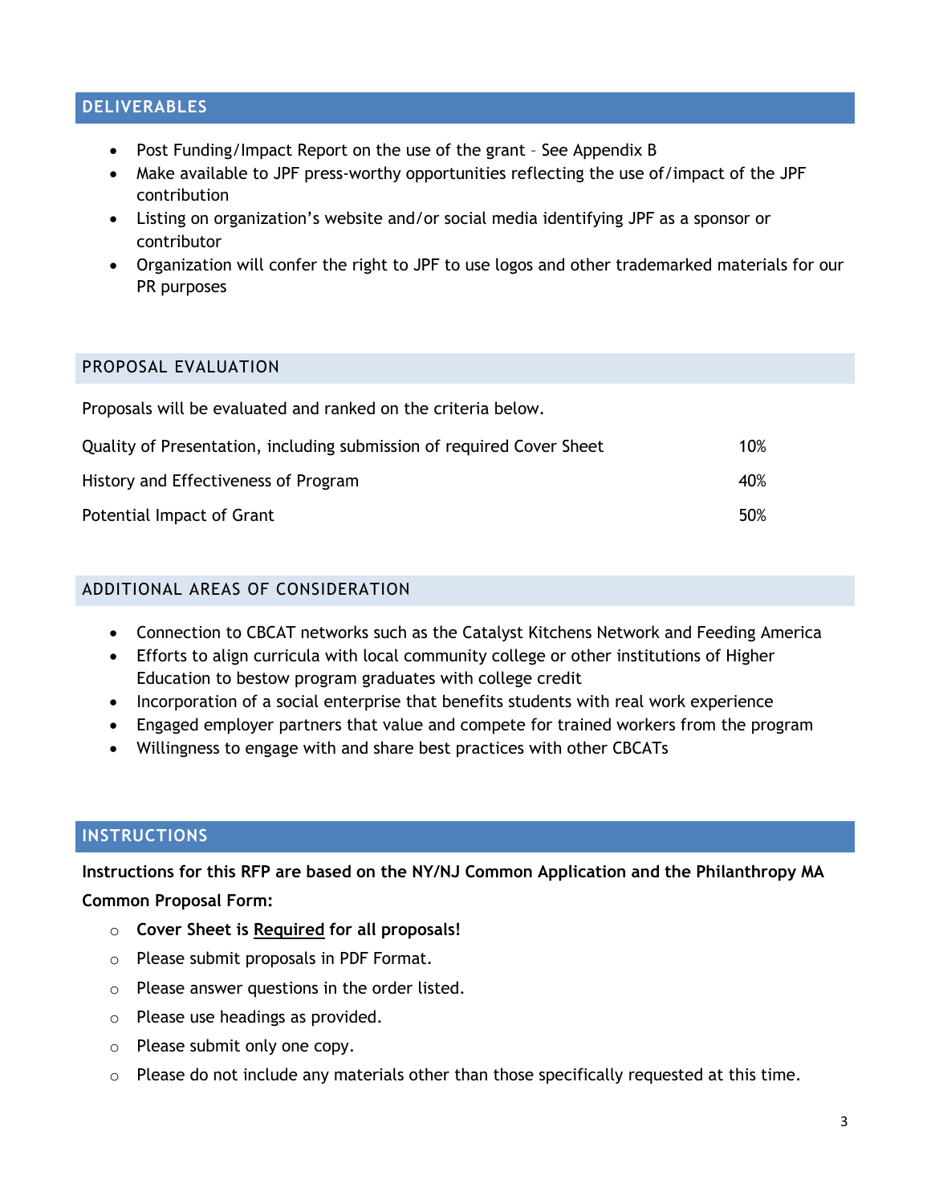## DELIVERABLES

- Post Funding/Impact Report on the use of the grant – See Appendix B
- Make available to JPF press-worthy opportunities reflecting the use of/impact of the JPF contribution
- Listing on organization's website and/or social media identifying JPF as a sponsor or contributor
- Organization will confer the right to JPF to use logos and other trademarked materials for our PR purposes

## PROPOSAL EVALUATION

Proposals will be evaluated and ranked on the criteria below.

| | |
|---|---|
| Quality of Presentation, including submission of required Cover Sheet | 10% |
| History and Effectiveness of Program | 40% |
| Potential Impact of Grant | 50% |

## ADDITIONAL AREAS OF CONSIDERATION

- Connection to CBCAT networks such as the Catalyst Kitchens Network and Feeding America
- Efforts to align curricula with local community college or other institutions of Higher Education to bestow program graduates with college credit
- Incorporation of a social enterprise that benefits students with real work experience
- Engaged employer partners that value and compete for trained workers from the program
- Willingness to engage with and share best practices with other CBCATs

## INSTRUCTIONS

**Instructions for this RFP are based on the NY/NJ Common Application and the Philanthropy MA Common Proposal Form:**

- **Cover Sheet is <u>Required</u> for all proposals!**
- Please submit proposals in PDF Format.
- Please answer questions in the order listed.
- Please use headings as provided.
- Please submit only one copy.
- Please do not include any materials other than those specifically requested at this time.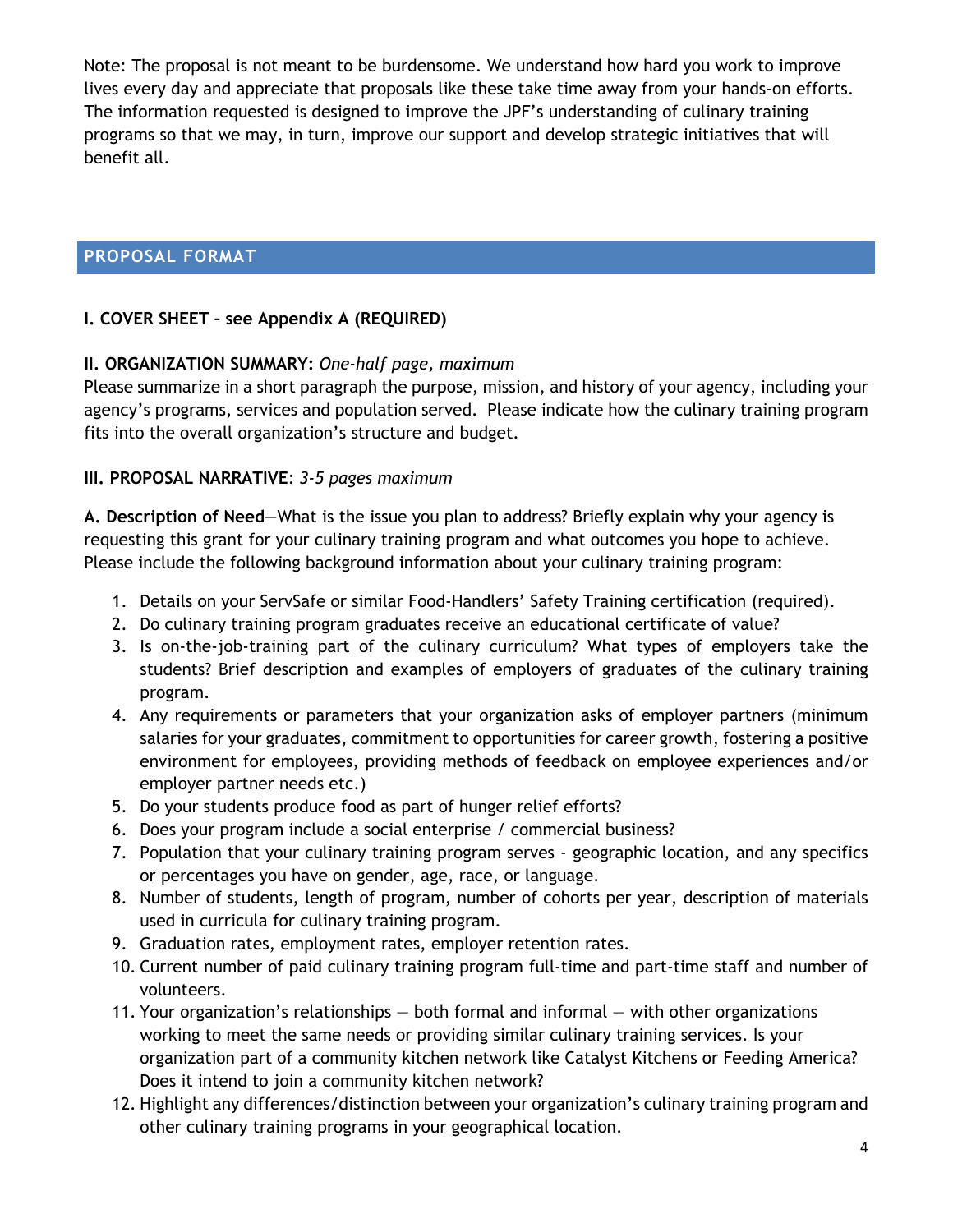Note: The proposal is not meant to be burdensome. We understand how hard you work to improve lives every day and appreciate that proposals like these take time away from your hands-on efforts. The information requested is designed to improve the JPF's understanding of culinary training programs so that we may, in turn, improve our support and develop strategic initiatives that will benefit all.

## PROPOSAL FORMAT

**I. COVER SHEET – see Appendix A (REQUIRED)**

**II. ORGANIZATION SUMMARY:** *One-half page, maximum*
Please summarize in a short paragraph the purpose, mission, and history of your agency, including your agency's programs, services and population served. Please indicate how the culinary training program fits into the overall organization's structure and budget.

**III. PROPOSAL NARRATIVE**: *3-5 pages maximum*

**A. Description of Need**—What is the issue you plan to address? Briefly explain why your agency is requesting this grant for your culinary training program and what outcomes you hope to achieve. Please include the following background information about your culinary training program:

1. Details on your ServSafe or similar Food-Handlers' Safety Training certification (required).
2. Do culinary training program graduates receive an educational certificate of value?
3. Is on-the-job-training part of the culinary curriculum? What types of employers take the students? Brief description and examples of employers of graduates of the culinary training program.
4. Any requirements or parameters that your organization asks of employer partners (minimum salaries for your graduates, commitment to opportunities for career growth, fostering a positive environment for employees, providing methods of feedback on employee experiences and/or employer partner needs etc.)
5. Do your students produce food as part of hunger relief efforts?
6. Does your program include a social enterprise / commercial business?
7. Population that your culinary training program serves - geographic location, and any specifics or percentages you have on gender, age, race, or language.
8. Number of students, length of program, number of cohorts per year, description of materials used in curricula for culinary training program.
9. Graduation rates, employment rates, employer retention rates.
10. Current number of paid culinary training program full-time and part-time staff and number of volunteers.
11. Your organization's relationships — both formal and informal — with other organizations working to meet the same needs or providing similar culinary training services. Is your organization part of a community kitchen network like Catalyst Kitchens or Feeding America? Does it intend to join a community kitchen network?
12. Highlight any differences/distinction between your organization's culinary training program and other culinary training programs in your geographical location.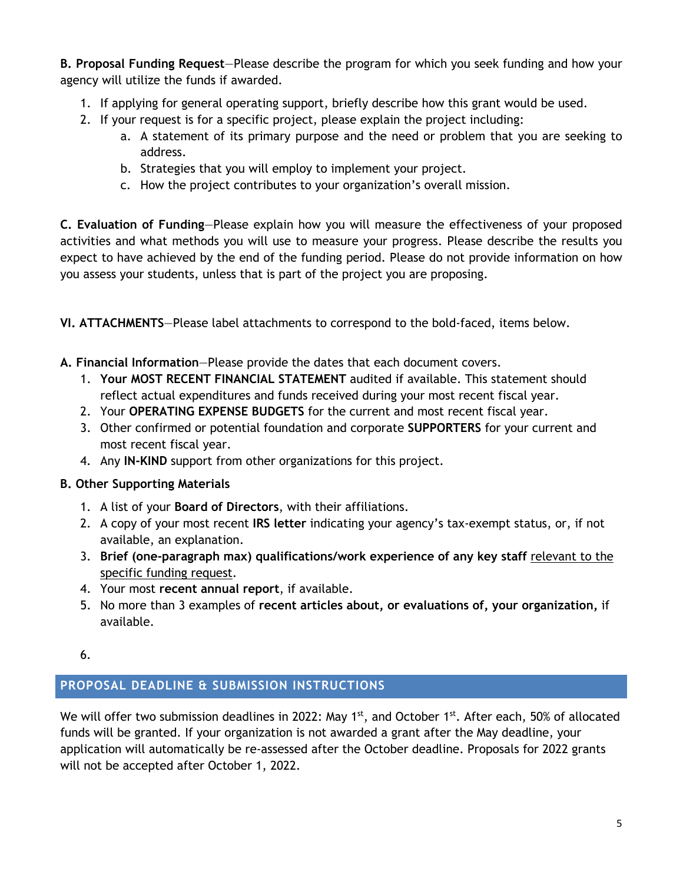**B. Proposal Funding Request**—Please describe the program for which you seek funding and how your agency will utilize the funds if awarded.

1. If applying for general operating support, briefly describe how this grant would be used.
2. If your request is for a specific project, please explain the project including:
   a. A statement of its primary purpose and the need or problem that you are seeking to address.
   b. Strategies that you will employ to implement your project.
   c. How the project contributes to your organization's overall mission.

**C. Evaluation of Funding**—Please explain how you will measure the effectiveness of your proposed activities and what methods you will use to measure your progress. Please describe the results you expect to have achieved by the end of the funding period. Please do not provide information on how you assess your students, unless that is part of the project you are proposing.

**VI. ATTACHMENTS**—Please label attachments to correspond to the bold-faced, items below.

**A. Financial Information**—Please provide the dates that each document covers.

1. Your **MOST RECENT FINANCIAL STATEMENT** audited if available. This statement should reflect actual expenditures and funds received during your most recent fiscal year.
2. Your **OPERATING EXPENSE BUDGETS** for the current and most recent fiscal year.
3. Other confirmed or potential foundation and corporate **SUPPORTERS** for your current and most recent fiscal year.
4. Any **IN-KIND** support from other organizations for this project.

**B. Other Supporting Materials**

1. A list of your **Board of Directors**, with their affiliations.
2. A copy of your most recent **IRS letter** indicating your agency's tax-exempt status, or, if not available, an explanation.
3. **Brief (one-paragraph max) qualifications/work experience of any key staff** <u>relevant to the specific funding request</u>.
4. Your most **recent annual report**, if available.
5. No more than 3 examples of **recent articles about, or evaluations of, your organization,** if available.

6.

## PROPOSAL DEADLINE & SUBMISSION INSTRUCTIONS

We will offer two submission deadlines in 2022: May 1st, and October 1st. After each, 50% of allocated funds will be granted. If your organization is not awarded a grant after the May deadline, your application will automatically be re-assessed after the October deadline. Proposals for 2022 grants will not be accepted after October 1, 2022.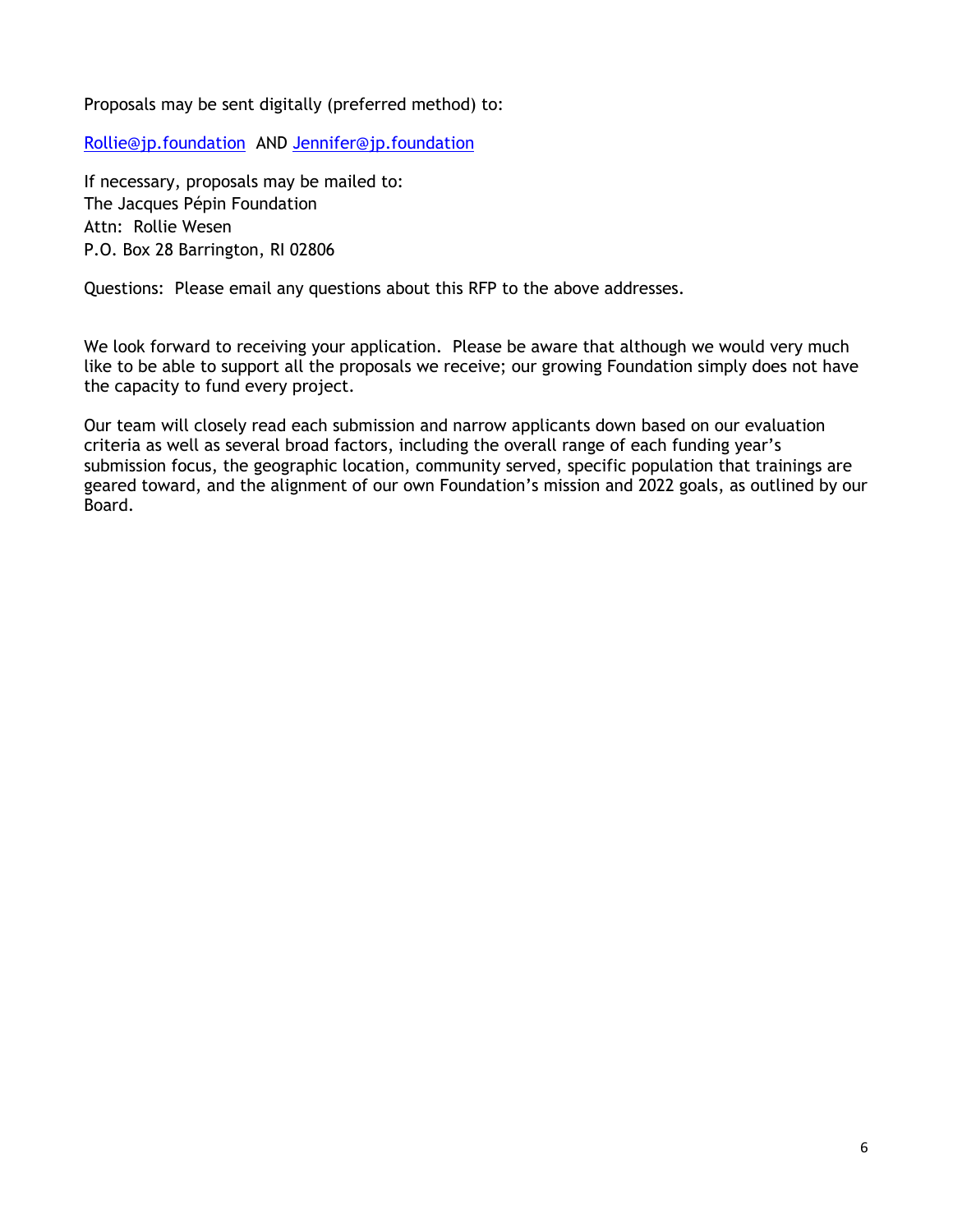Proposals may be sent digitally (preferred method) to:

[Rollie@jp.foundation](mailto:Rollie@jp.foundation) AND [Jennifer@jp.foundation](mailto:Jennifer@jp.foundation)

If necessary, proposals may be mailed to:
The Jacques Pépin Foundation
Attn: Rollie Wesen
P.O. Box 28 Barrington, RI 02806

Questions: Please email any questions about this RFP to the above addresses.

We look forward to receiving your application. Please be aware that although we would very much like to be able to support all the proposals we receive; our growing Foundation simply does not have the capacity to fund every project.

Our team will closely read each submission and narrow applicants down based on our evaluation criteria as well as several broad factors, including the overall range of each funding year's submission focus, the geographic location, community served, specific population that trainings are geared toward, and the alignment of our own Foundation's mission and 2022 goals, as outlined by our Board.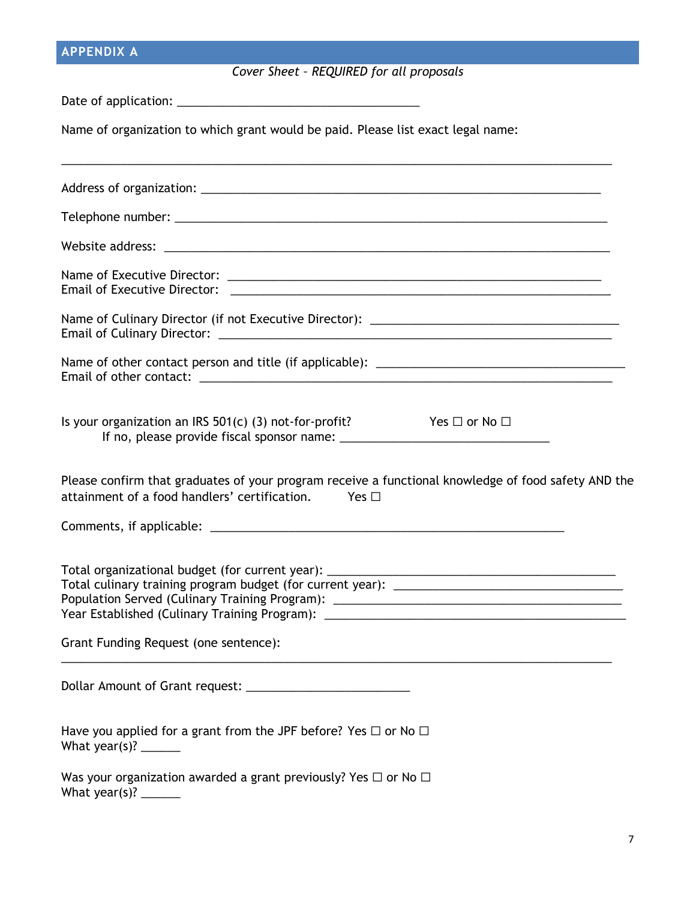## APPENDIX A

*Cover Sheet – REQUIRED for all proposals*

Date of application: ____________________________________

Name of organization to which grant would be paid. Please list exact legal name:

_________________________________________________________________________________

Address of organization: ____________________________________________________________

Telephone number: _________________________________________________________________

Website address: __________________________________________________________________

Name of Executive Director: _________________________________________________________
Email of Executive Director: __________________________________________________________

Name of Culinary Director (if not Executive Director): _____________________________________
Email of Culinary Director: ___________________________________________________________

Name of other contact person and title (if applicable): _____________________________________
Email of other contact: ______________________________________________________________

Is your organization an IRS 501(c) (3) not-for-profit? Yes ☐ or No ☐
If no, please provide fiscal sponsor name: _______________________________

Please confirm that graduates of your program receive a functional knowledge of food safety AND the attainment of a food handlers' certification. Yes ☐

Comments, if applicable: ______________________________________________________

Total organizational budget (for current year): _____________________________________________
Total culinary training program budget (for current year): ___________________________________
Population Served (Culinary Training Program): _____________________________________________
Year Established (Culinary Training Program): ______________________________________________

Grant Funding Request (one sentence):

_________________________________________________________________________________

Dollar Amount of Grant request: _________________________

Have you applied for a grant from the JPF before? Yes ☐ or No ☐
What year(s)? ______

Was your organization awarded a grant previously? Yes ☐ or No ☐
What year(s)? ______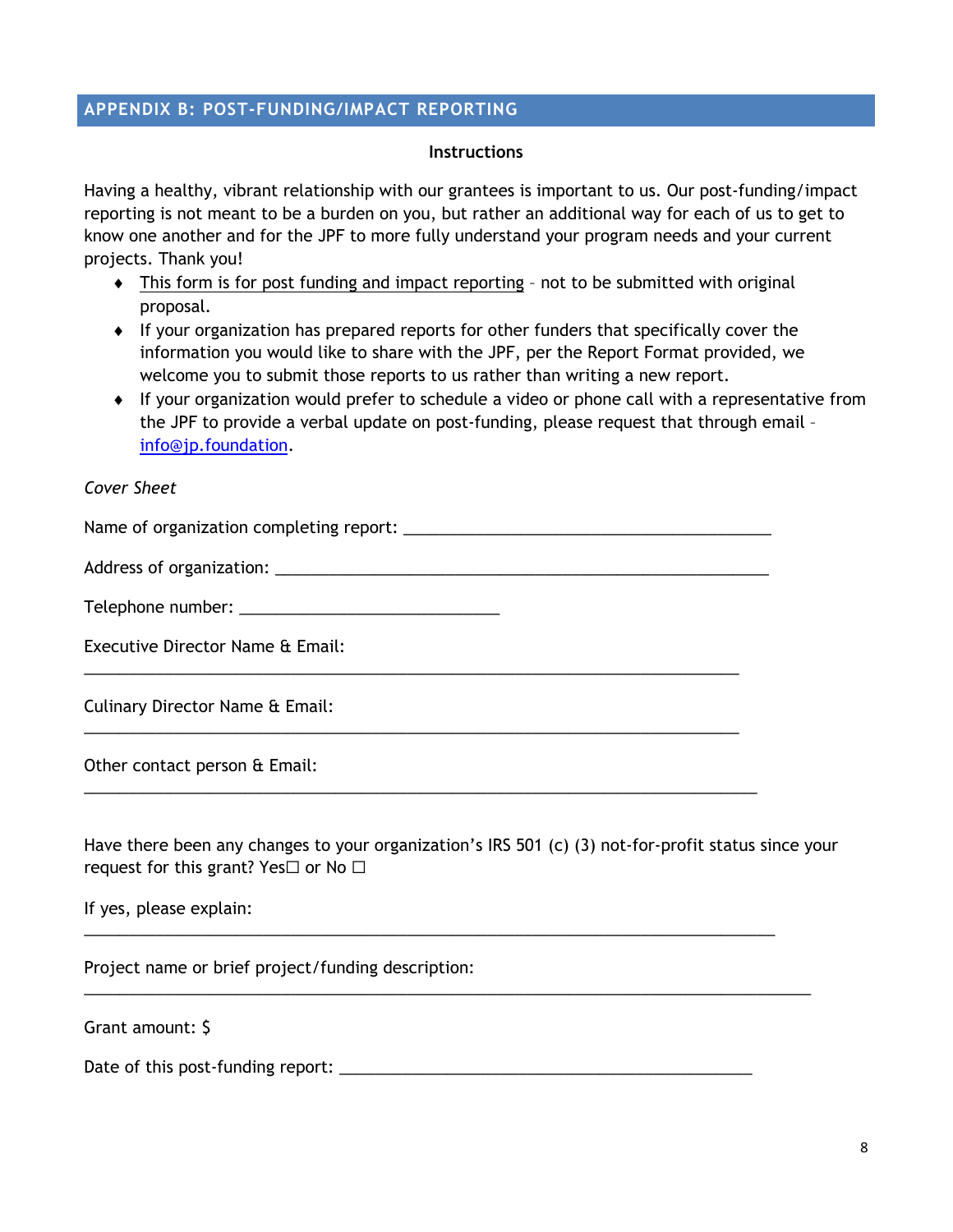## APPENDIX B: POST-FUNDING/IMPACT REPORTING

**Instructions**

Having a healthy, vibrant relationship with our grantees is important to us. Our post-funding/impact reporting is not meant to be a burden on you, but rather an additional way for each of us to get to know one another and for the JPF to more fully understand your program needs and your current projects. Thank you!

- This form is for post funding and impact reporting – not to be submitted with original proposal.
- If your organization has prepared reports for other funders that specifically cover the information you would like to share with the JPF, per the Report Format provided, we welcome you to submit those reports to us rather than writing a new report.
- If your organization would prefer to schedule a video or phone call with a representative from the JPF to provide a verbal update on post-funding, please request that through email – [info@jp.foundation](mailto:info@jp.foundation).

*Cover Sheet*

Name of organization completing report: ________________________________________

Address of organization: ________________________________________________________

Telephone number: ____________________________

Executive Director Name & Email:
___________________________________________________________________________

Culinary Director Name & Email:
___________________________________________________________________________

Other contact person & Email:
___________________________________________________________________________

Have there been any changes to your organization's IRS 501 (c) (3) not-for-profit status since your request for this grant? Yes☐ or No ☐

If yes, please explain:
___________________________________________________________________________

Project name or brief project/funding description:
___________________________________________________________________________

Grant amount: $

Date of this post-funding report: ______________________________________________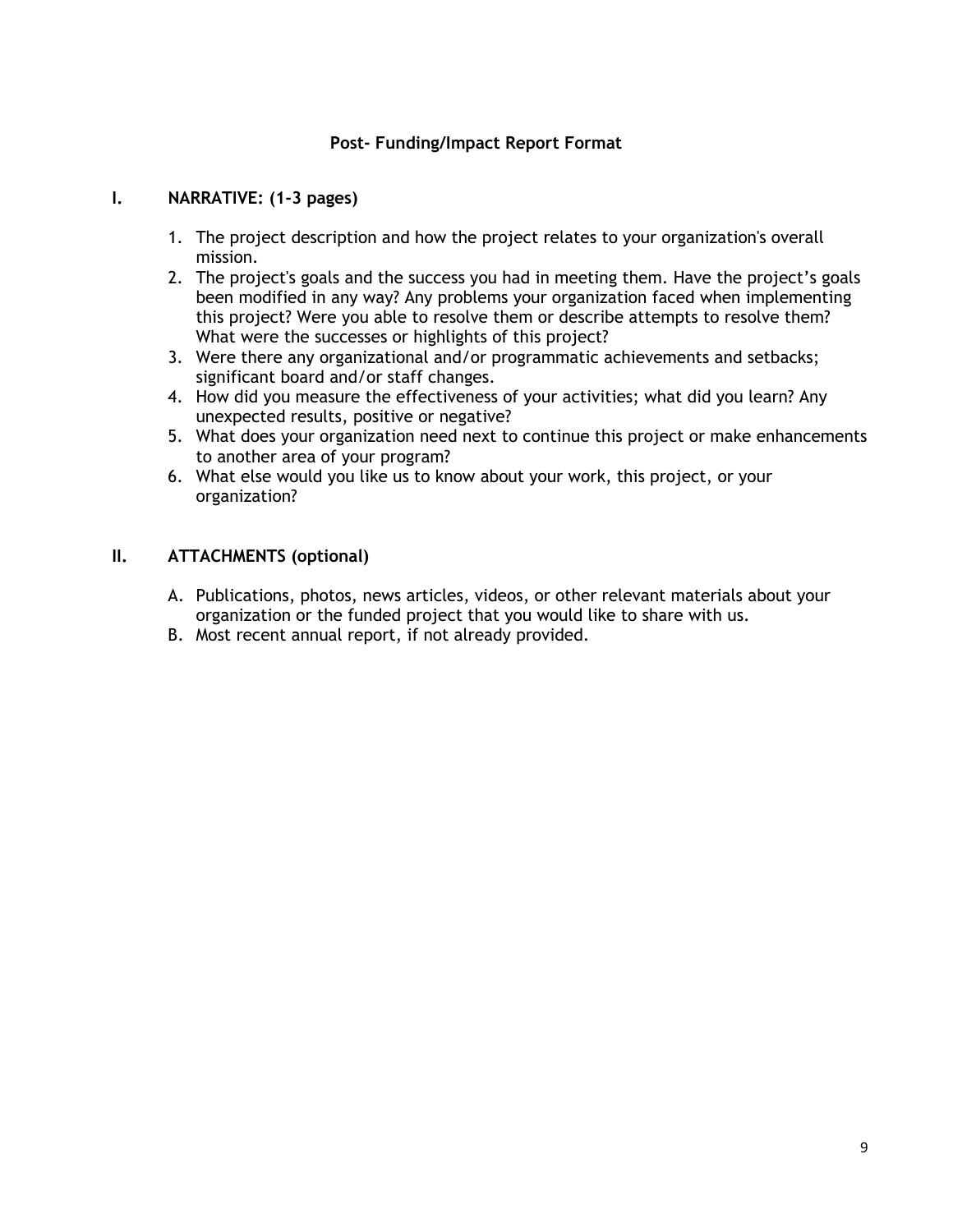# Post- Funding/Impact Report Format

## I. NARRATIVE: (1-3 pages)

1. The project description and how the project relates to your organization's overall mission.
2. The project's goals and the success you had in meeting them. Have the project's goals been modified in any way? Any problems your organization faced when implementing this project? Were you able to resolve them or describe attempts to resolve them? What were the successes or highlights of this project?
3. Were there any organizational and/or programmatic achievements and setbacks; significant board and/or staff changes.
4. How did you measure the effectiveness of your activities; what did you learn? Any unexpected results, positive or negative?
5. What does your organization need next to continue this project or make enhancements to another area of your program?
6. What else would you like us to know about your work, this project, or your organization?

## II. ATTACHMENTS (optional)

A. Publications, photos, news articles, videos, or other relevant materials about your organization or the funded project that you would like to share with us.

B. Most recent annual report, if not already provided.